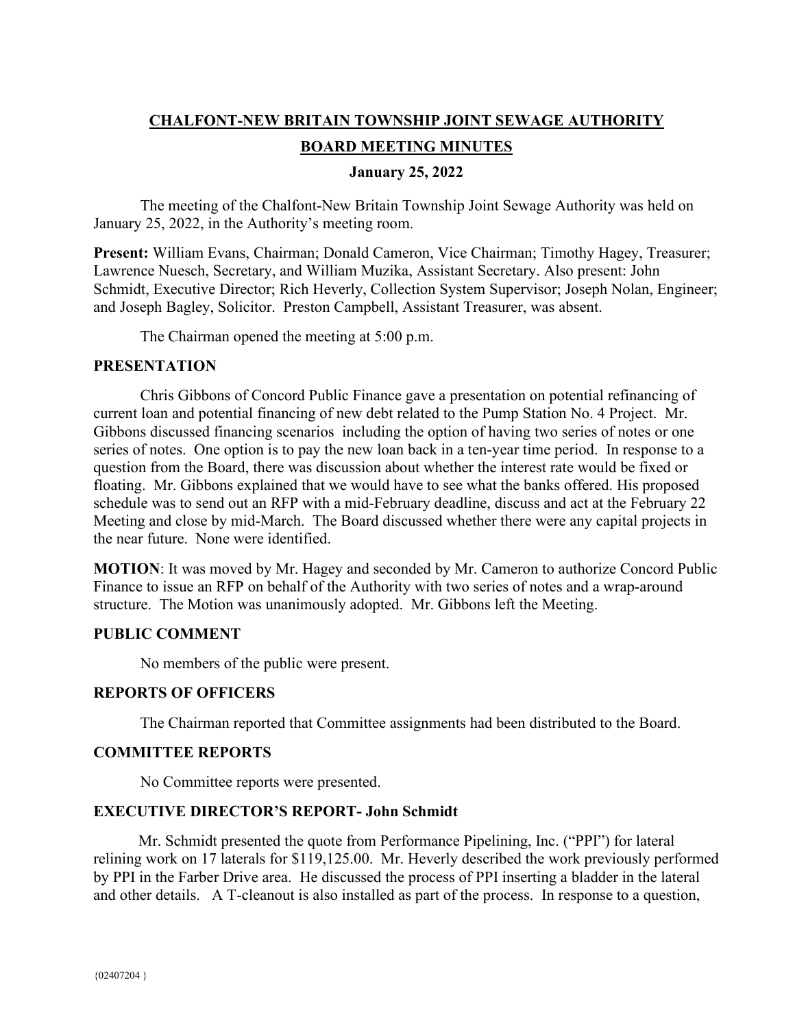# CHALFONT-NEW BRITAIN TOWNSHIP JOINT SEWAGE AUTHORITY

## BOARD MEETING MINUTES

### January 25, 2022

The meeting of the Chalfont-New Britain Township Joint Sewage Authority was held on January 25, 2022, in the Authority's meeting room.

**Present:** William Evans, Chairman; Donald Cameron, Vice Chairman; Timothy Hagey, Treasurer; Lawrence Nuesch, Secretary, and William Muzika, Assistant Secretary. Also present: John Schmidt, Executive Director; Rich Heverly, Collection System Supervisor; Joseph Nolan, Engineer; and Joseph Bagley, Solicitor. Preston Campbell, Assistant Treasurer, was absent.

The Chairman opened the meeting at 5:00 p.m.

**PRESENTATION**

Chris Gibbons of Concord Public Finance gave a presentation on potential refinancing of current loan and potential financing of new debt related to the Pump Station No. 4 Project. Mr. Gibbons discussed financing scenarios including the option of having two series of notes or one series of notes. One option is to pay the new loan back in a ten-year time period. In response to a question from the Board, there was discussion about whether the interest rate would be fixed or floating. Mr. Gibbons explained that we would have to see what the banks offered. His proposed schedule was to send out an RFP with a mid-February deadline, discuss and act at the February 22 Meeting and close by mid-March. The Board discussed whether there were any capital projects in the near future. None were identified.

**MOTION**: It was moved by Mr. Hagey and seconded by Mr. Cameron to authorize Concord Public Finance to issue an RFP on behalf of the Authority with two series of notes and a wrap-around structure. The Motion was unanimously adopted. Mr. Gibbons left the Meeting.

**PUBLIC COMMENT**

No members of the public were present.

**REPORTS OF OFFICERS**

The Chairman reported that Committee assignments had been distributed to the Board.

**COMMITTEE REPORTS**

No Committee reports were presented.

**EXECUTIVE DIRECTOR'S REPORT- John Schmidt**

Mr. Schmidt presented the quote from Performance Pipelining, Inc. ("PPI") for lateral relining work on 17 laterals for $119,125.00. Mr. Heverly described the work previously performed by PPI in the Farber Drive area. He discussed the process of PPI inserting a bladder in the lateral and other details. A T-cleanout is also installed as part of the process. In response to a question,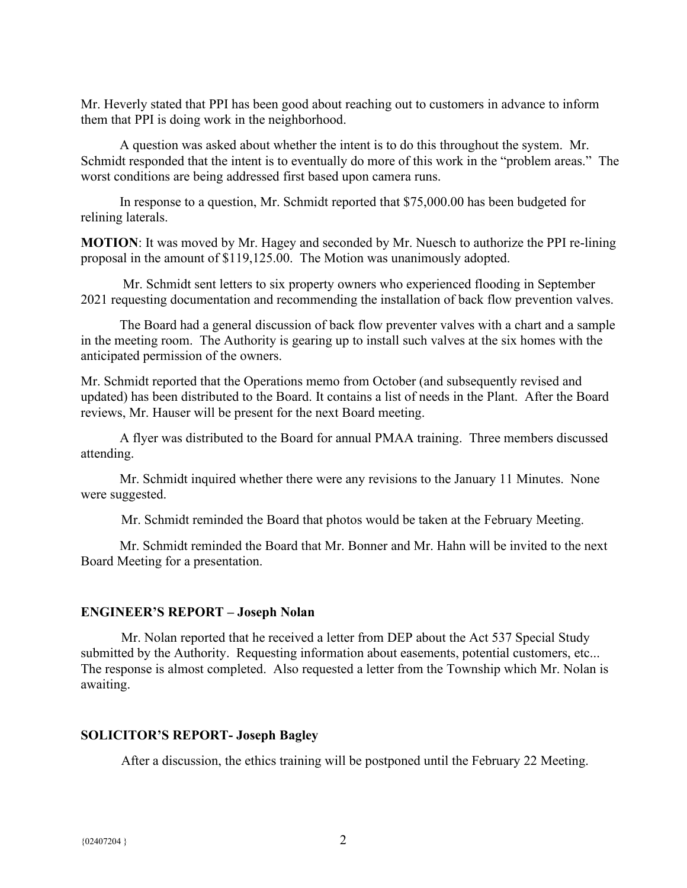Mr. Heverly stated that PPI has been good about reaching out to customers in advance to inform them that PPI is doing work in the neighborhood.

A question was asked about whether the intent is to do this throughout the system. Mr. Schmidt responded that the intent is to eventually do more of this work in the "problem areas." The worst conditions are being addressed first based upon camera runs.

In response to a question, Mr. Schmidt reported that $75,000.00 has been budgeted for relining laterals.

**MOTION**: It was moved by Mr. Hagey and seconded by Mr. Nuesch to authorize the PPI re-lining proposal in the amount of $119,125.00. The Motion was unanimously adopted.

Mr. Schmidt sent letters to six property owners who experienced flooding in September 2021 requesting documentation and recommending the installation of back flow prevention valves.

The Board had a general discussion of back flow preventer valves with a chart and a sample in the meeting room. The Authority is gearing up to install such valves at the six homes with the anticipated permission of the owners.

Mr. Schmidt reported that the Operations memo from October (and subsequently revised and updated) has been distributed to the Board. It contains a list of needs in the Plant. After the Board reviews, Mr. Hauser will be present for the next Board meeting.

A flyer was distributed to the Board for annual PMAA training. Three members discussed attending.

Mr. Schmidt inquired whether there were any revisions to the January 11 Minutes. None were suggested.

Mr. Schmidt reminded the Board that photos would be taken at the February Meeting.

Mr. Schmidt reminded the Board that Mr. Bonner and Mr. Hahn will be invited to the next Board Meeting for a presentation.

## ENGINEER'S REPORT – Joseph Nolan

Mr. Nolan reported that he received a letter from DEP about the Act 537 Special Study submitted by the Authority. Requesting information about easements, potential customers, etc... The response is almost completed. Also requested a letter from the Township which Mr. Nolan is awaiting.

## SOLICITOR'S REPORT- Joseph Bagley

After a discussion, the ethics training will be postponed until the February 22 Meeting.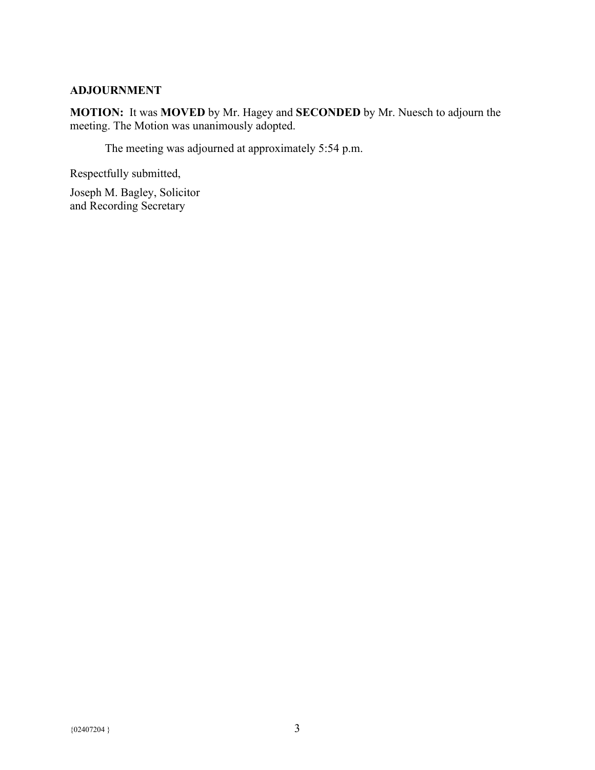**ADJOURNMENT**

**MOTION:** It was **MOVED** by Mr. Hagey and **SECONDED** by Mr. Nuesch to adjourn the meeting. The Motion was unanimously adopted.

The meeting was adjourned at approximately 5:54 p.m.

Respectfully submitted,

Joseph M. Bagley, Solicitor
and Recording Secretary

{02407204 }